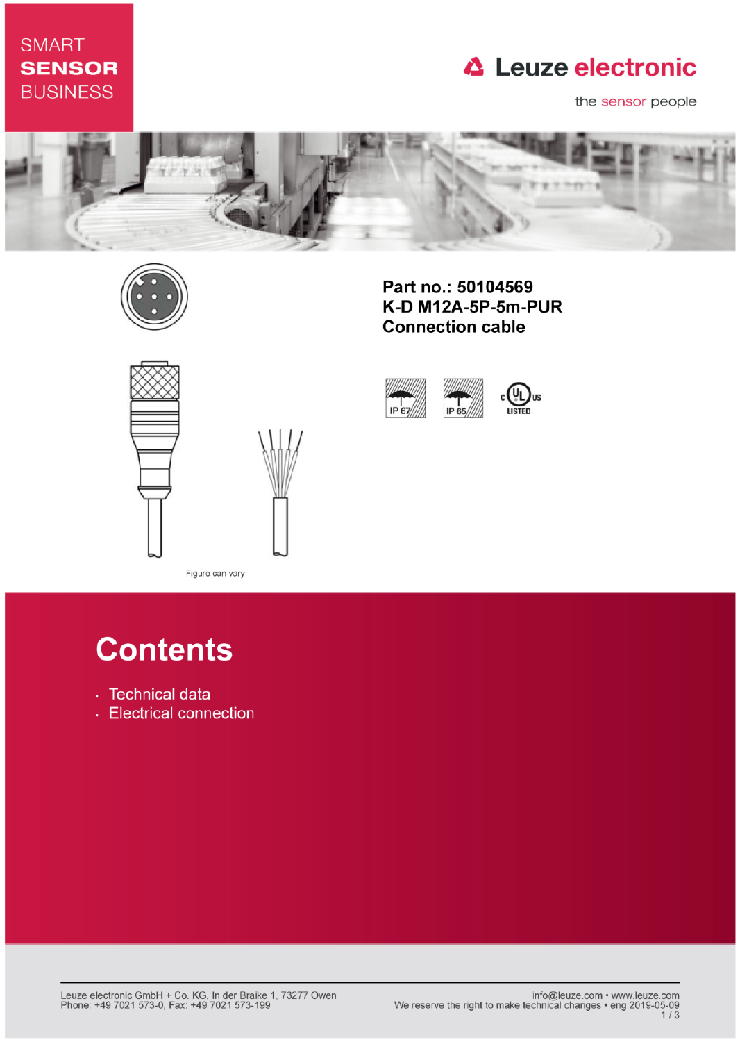SMART
**SENSOR**
BUSINESS

Leuze electronic

the sensor people

**Part no.: 50104569**
**K-D M12A-5P-5m-PUR**
**Connection cable**

IP 67

IP 65

c UL us LISTED

Figure can vary

# Contents

- Technical data
- Electrical connection

Leuze electronic GmbH + Co. KG, In der Braike 1, 73277 Owen
Phone: +49 7021 573-0, Fax: +49 7021 573-199

info@leuze.com • www.leuze.com
We reserve the right to make technical changes • eng 2019-05-09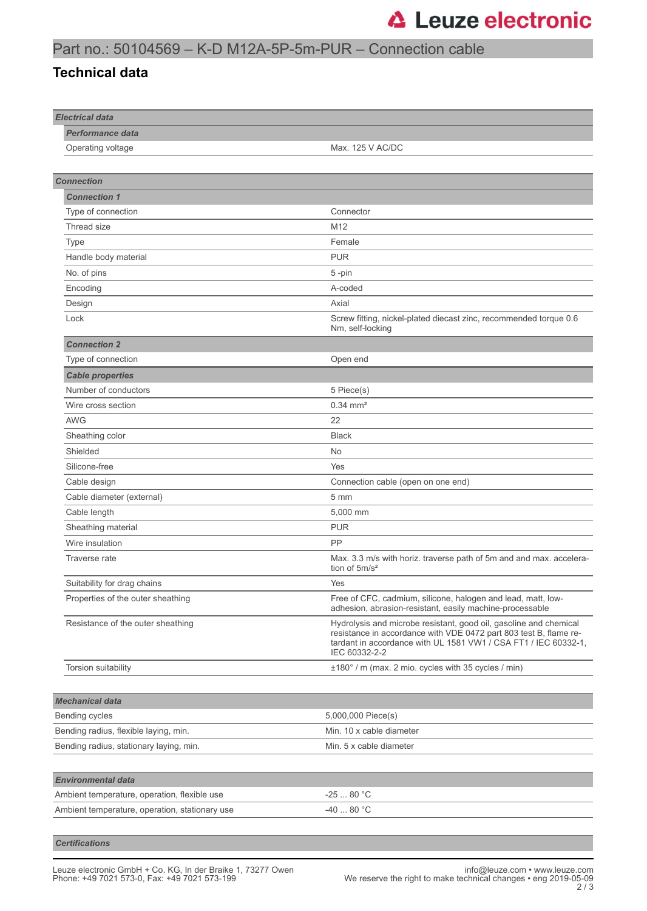# Part no.: 50104569 – K-D M12A-5P-5m-PUR – Connection cable

## Technical data

| *Electrical data* | |
|---|---|
| ***Performance data*** | |
| Operating voltage | Max. 125 V AC/DC |

| *Connection* | |
|---|---|
| ***Connection 1*** | |
| Type of connection | Connector |
| Thread size | M12 |
| Type | Female |
| Handle body material | PUR |
| No. of pins | 5 -pin |
| Encoding | A-coded |
| Design | Axial |
| Lock | Screw fitting, nickel-plated diecast zinc, recommended torque 0.6 Nm, self-locking |
| ***Connection 2*** | |
| Type of connection | Open end |
| ***Cable properties*** | |
| Number of conductors | 5 Piece(s) |
| Wire cross section | 0.34 mm² |
| AWG | 22 |
| Sheathing color | Black |
| Shielded | No |
| Silicone-free | Yes |
| Cable design | Connection cable (open on one end) |
| Cable diameter (external) | 5 mm |
| Cable length | 5,000 mm |
| Sheathing material | PUR |
| Wire insulation | PP |
| Traverse rate | Max. 3.3 m/s with horiz. traverse path of 5m and and max. acceleration of 5m/s² |
| Suitability for drag chains | Yes |
| Properties of the outer sheathing | Free of CFC, cadmium, silicone, halogen and lead, matt, low-adhesion, abrasion-resistant, easily machine-processable |
| Resistance of the outer sheathing | Hydrolysis and microbe resistant, good oil, gasoline and chemical resistance in accordance with VDE 0472 part 803 test B, flame retardant in accordance with UL 1581 VW1 / CSA FT1 / IEC 60332-1, IEC 60332-2-2 |
| Torsion suitability | ±180° / m (max. 2 mio. cycles with 35 cycles / min) |

| *Mechanical data* | |
|---|---|
| Bending cycles | 5,000,000 Piece(s) |
| Bending radius, flexible laying, min. | Min. 10 x cable diameter |
| Bending radius, stationary laying, min. | Min. 5 x cable diameter |

| *Environmental data* | |
|---|---|
| Ambient temperature, operation, flexible use | -25 ... 80 °C |
| Ambient temperature, operation, stationary use | -40 ... 80 °C |

| *Certifications* | |
|---|---|

Leuze electronic GmbH + Co. KG, In der Braike 1, 73277 Owen
Phone: +49 7021 573-0, Fax: +49 7021 573-199

info@leuze.com • www.leuze.com
We reserve the right to make technical changes • eng 2019-05-09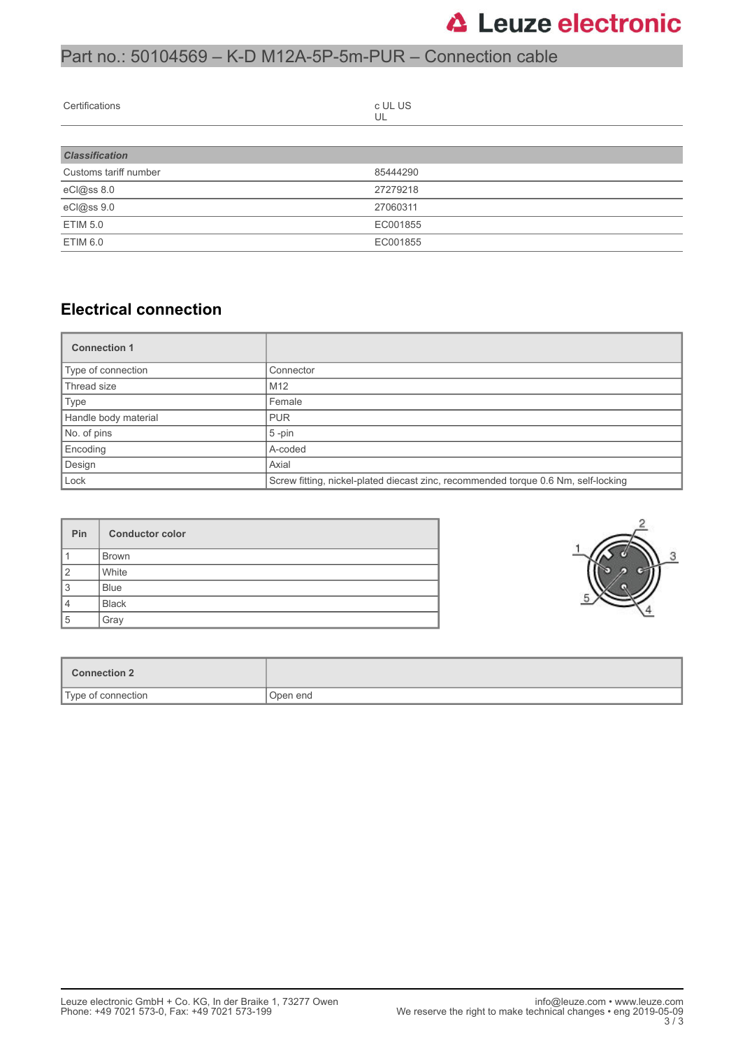Part no.: 50104569 – K-D M12A-5P-5m-PUR – Connection cable

| | |
|---|---|
| Certifications | c UL US<br>UL |

| *Classification* | |
|---|---|
| Customs tariff number | 85444290 |
| eCl@ss 8.0 | 27279218 |
| eCl@ss 9.0 | 27060311 |
| ETIM 5.0 | EC001855 |
| ETIM 6.0 | EC001855 |

## Electrical connection

| **Connection 1** | |
|---|---|
| Type of connection | Connector |
| Thread size | M12 |
| Type | Female |
| Handle body material | PUR |
| No. of pins | 5 -pin |
| Encoding | A-coded |
| Design | Axial |
| Lock | Screw fitting, nickel-plated diecast zinc, recommended torque 0.6 Nm, self-locking |

| **Pin** | **Conductor color** |
|---|---|
| 1 | Brown |
| 2 | White |
| 3 | Blue |
| 4 | Black |
| 5 | Gray |

2
1
3
5
4

| **Connection 2** | |
|---|---|
| Type of connection | Open end |